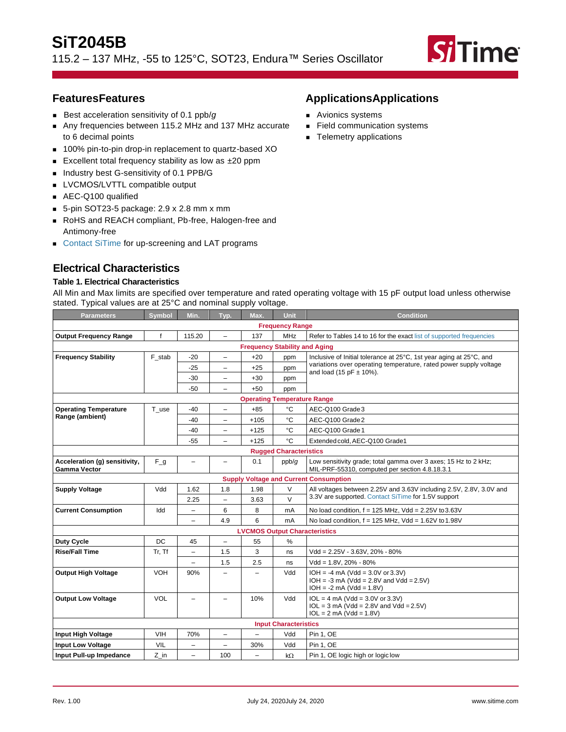# SiT2045B

115.2 – 137 MHz, -55 to 125°C, SOT23, Endura™ Series Oscillator

## FeaturesFeatures

- Best acceleration sensitivity of 0.1 ppb/*g*
- Any frequencies between 115.2 MHz and 137 MHz accurate to 6 decimal points
- 100% pin-to-pin drop-in replacement to quartz-based XO
- Excellent total frequency stability as low as ±20 ppm
- Industry best G-sensitivity of 0.1 PPB/G
- LVCMOS/LVTTL compatible output
- AEC-Q100 qualified
- 5-pin SOT23-5 package: 2.9 x 2.8 mm x mm
- RoHS and REACH compliant, Pb-free, Halogen-free and Antimony-free
- Contact SiTime for up-screening and LAT programs

## ApplicationsApplications

- Avionics systems
- Field communication systems
- Telemetry applications

## Electrical Characteristics

**Table 1. Electrical Characteristics**

All Min and Max limits are specified over temperature and rated operating voltage with 15 pF output load unless otherwise stated. Typical values are at 25°C and nominal supply voltage.

| Parameters | Symbol | Min. | Typ. | Max. | Unit | Condition |
|---|---|---|---|---|---|---|
| **Frequency Range** | | | | | | |
| **Output Frequency Range** | f | 115.20 | – | 137 | MHz | Refer to Tables 14 to 16 for the exact list of supported frequencies |
| **Frequency Stability and Aging** | | | | | | |
| **Frequency Stability** | F_stab | -20 | – | +20 | ppm | Inclusive of Initial tolerance at 25°C, 1st year aging at 25°C, and variations over operating temperature, rated power supply voltage and load (15 pF ± 10%). |
| | | -25 | – | +25 | ppm | |
| | | -30 | – | +30 | ppm | |
| | | -50 | – | +50 | ppm | |
| **Operating Temperature Range** | | | | | | |
| **Operating Temperature Range (ambient)** | T_use | -40 | – | +85 | °C | AEC-Q100 Grade 3 |
| | | -40 | – | +105 | °C | AEC-Q100 Grade 2 |
| | | -40 | – | +125 | °C | AEC-Q100 Grade 1 |
| | | -55 | – | +125 | °C | Extended cold, AEC-Q100 Grade1 |
| **Rugged Characteristics** | | | | | | |
| **Acceleration (g) sensitivity, Gamma Vector** | F_g | – | – | 0.1 | ppb/*g* | Low sensitivity grade; total gamma over 3 axes; 15 Hz to 2 kHz; MIL-PRF-55310, computed per section 4.8.18.3.1 |
| **Supply Voltage and Current Consumption** | | | | | | |
| **Supply Voltage** | Vdd | 1.62 | 1.8 | 1.98 | V | All voltages between 2.25V and 3.63V including 2.5V, 2.8V, 3.0V and 3.3V are supported. Contact SiTime for 1.5V support |
| | | 2.25 | – | 3.63 | V | |
| **Current Consumption** | Idd | – | 6 | 8 | mA | No load condition, f = 125 MHz, Vdd = 2.25V to 3.63V |
| | | – | 4.9 | 6 | mA | No load condition, f = 125 MHz, Vdd = 1.62V to 1.98V |
| **LVCMOS Output Characteristics** | | | | | | |
| **Duty Cycle** | DC | 45 | – | 55 | % | |
| **Rise/Fall Time** | Tr, Tf | – | 1.5 | 3 | ns | Vdd = 2.25V - 3.63V, 20% - 80% |
| | | – | 1.5 | 2.5 | ns | Vdd = 1.8V, 20% - 80% |
| **Output High Voltage** | VOH | 90% | – | – | Vdd | IOH = -4 mA (Vdd = 3.0V or 3.3V)<br>IOH = -3 mA (Vdd = 2.8V and Vdd = 2.5V)<br>IOH = -2 mA (Vdd = 1.8V) |
| **Output Low Voltage** | VOL | – | – | 10% | Vdd | IOL = 4 mA (Vdd = 3.0V or 3.3V)<br>IOL = 3 mA (Vdd = 2.8V and Vdd = 2.5V)<br>IOL = 2 mA (Vdd = 1.8V) |
| **Input Characteristics** | | | | | | |
| **Input High Voltage** | VIH | 70% | – | – | Vdd | Pin 1, OE |
| **Input Low Voltage** | VIL | – | – | 30% | Vdd | Pin 1, OE |
| **Input Pull-up Impedance** | Z_in | – | 100 | – | kΩ | Pin 1, OE logic high or logic low |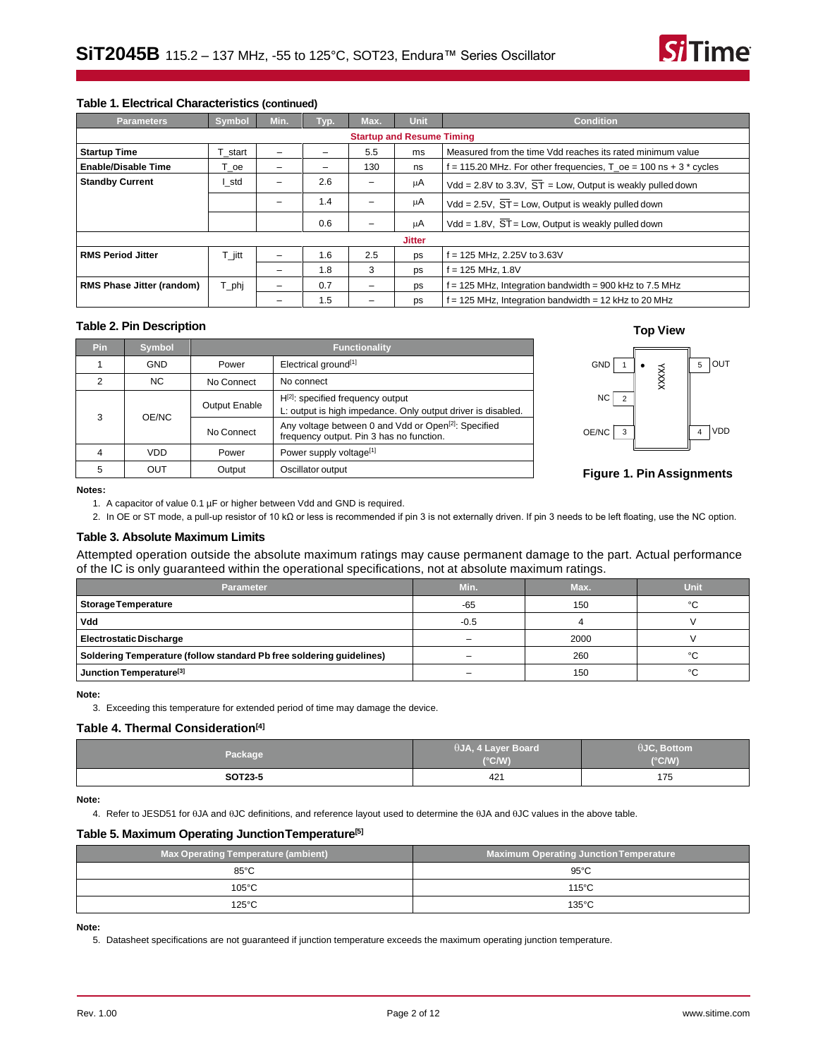### Table 1. Electrical Characteristics (continued)

| Parameters | Symbol | Min. | Typ. | Max. | Unit | Condition |
|---|---|---|---|---|---|---|
| **Startup and Resume Timing** | | | | | | |
| **Startup Time** | T_start | – | – | 5.5 | ms | Measured from the time Vdd reaches its rated minimum value |
| **Enable/Disable Time** | T_oe | – | – | 130 | ns | f = 115.20 MHz. For other frequencies, T_oe = 100 ns + 3 * cycles |
| **Standby Current** | I_std | – | 2.6 | – | µA | Vdd = 2.8V to 3.3V, $\overline{ST}$ = Low, Output is weakly pulled down |
| | | – | 1.4 | – | µA | Vdd = 2.5V, $\overline{ST}$ = Low, Output is weakly pulled down |
| | | | 0.6 | – | µA | Vdd = 1.8V, $\overline{ST}$ = Low, Output is weakly pulled down |
| **Jitter** | | | | | | |
| **RMS Period Jitter** | T_jitt | – | 1.6 | 2.5 | ps | f = 125 MHz, 2.25V to 3.63V |
| | | – | 1.8 | 3 | ps | f = 125 MHz, 1.8V |
| **RMS Phase Jitter (random)** | T_phj | – | 0.7 | – | ps | f = 125 MHz, Integration bandwidth = 900 kHz to 7.5 MHz |
| | | – | 1.5 | – | ps | f = 125 MHz, Integration bandwidth = 12 kHz to 20 MHz |

### Table 2. Pin Description

| Pin | Symbol | Functionality | |
|---|---|---|---|
| 1 | GND | Power | Electrical ground[1] |
| 2 | NC | No Connect | No connect |
| 3 | OE/NC | Output Enable | H[2]: specified frequency output<br>L: output is high impedance. Only output driver is disabled. |
| | | No Connect | Any voltage between 0 and Vdd or Open[2]: Specified frequency output. Pin 3 has no function. |
| 4 | VDD | Power | Power supply voltage[1] |
| 5 | OUT | Output | Oscillator output |

**Top View**

| | | |
|---|---|---|
| GND 1 | XXXX | 5 OUT |
| NC 2 | | |
| OE/NC 3 | | 4 VDD |

**Figure 1. Pin Assignments**

**Notes:**

1. A capacitor of value 0.1 µF or higher between Vdd and GND is required.
2. In OE or ST mode, a pull-up resistor of 10 kΩ or less is recommended if pin 3 is not externally driven. If pin 3 needs to be left floating, use the NC option.

### Table 3. Absolute Maximum Limits

Attempted operation outside the absolute maximum ratings may cause permanent damage to the part. Actual performance of the IC is only guaranteed within the operational specifications, not at absolute maximum ratings.

| Parameter | Min. | Max. | Unit |
|---|---|---|---|
| **Storage Temperature** | -65 | 150 | °C |
| **Vdd** | -0.5 | 4 | V |
| **Electrostatic Discharge** | – | 2000 | V |
| **Soldering Temperature (follow standard Pb free soldering guidelines)** | – | 260 | °C |
| **Junction Temperature[3]** | – | 150 | °C |

**Note:**

3. Exceeding this temperature for extended period of time may damage the device.

### Table 4. Thermal Consideration[4]

| Package | θJA, 4 Layer Board (°C/W) | θJC, Bottom (°C/W) |
|---|---|---|
| **SOT23-5** | 421 | 175 |

**Note:**

4. Refer to JESD51 for θJA and θJC definitions, and reference layout used to determine the θJA and θJC values in the above table.

### Table 5. Maximum Operating Junction Temperature[5]

| Max Operating Temperature (ambient) | Maximum Operating Junction Temperature |
|---|---|
| 85°C | 95°C |
| 105°C | 115°C |
| 125°C | 135°C |

**Note:**

5. Datasheet specifications are not guaranteed if junction temperature exceeds the maximum operating junction temperature.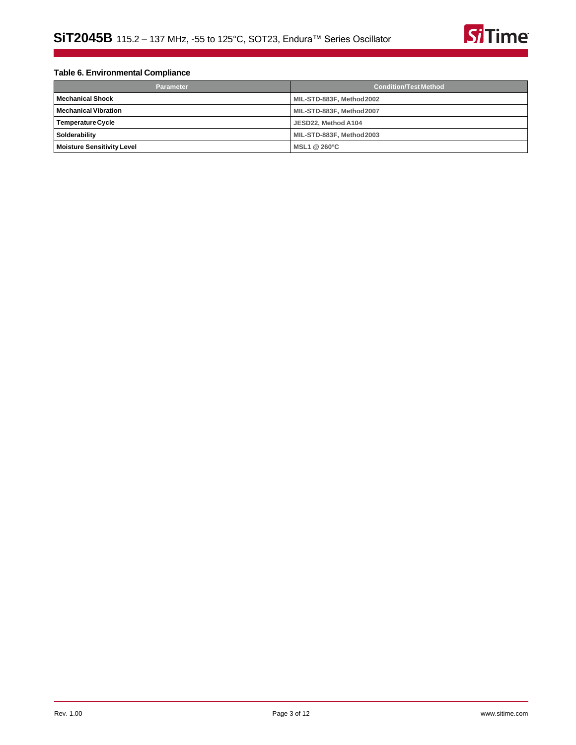**Table 6. Environmental Compliance**

| Parameter | Condition/Test Method |
|---|---|
| **Mechanical Shock** | MIL-STD-883F, Method 2002 |
| **Mechanical Vibration** | MIL-STD-883F, Method 2007 |
| **Temperature Cycle** | JESD22, Method A104 |
| **Solderability** | MIL-STD-883F, Method 2003 |
| **Moisture Sensitivity Level** | MSL1 @ 260°C |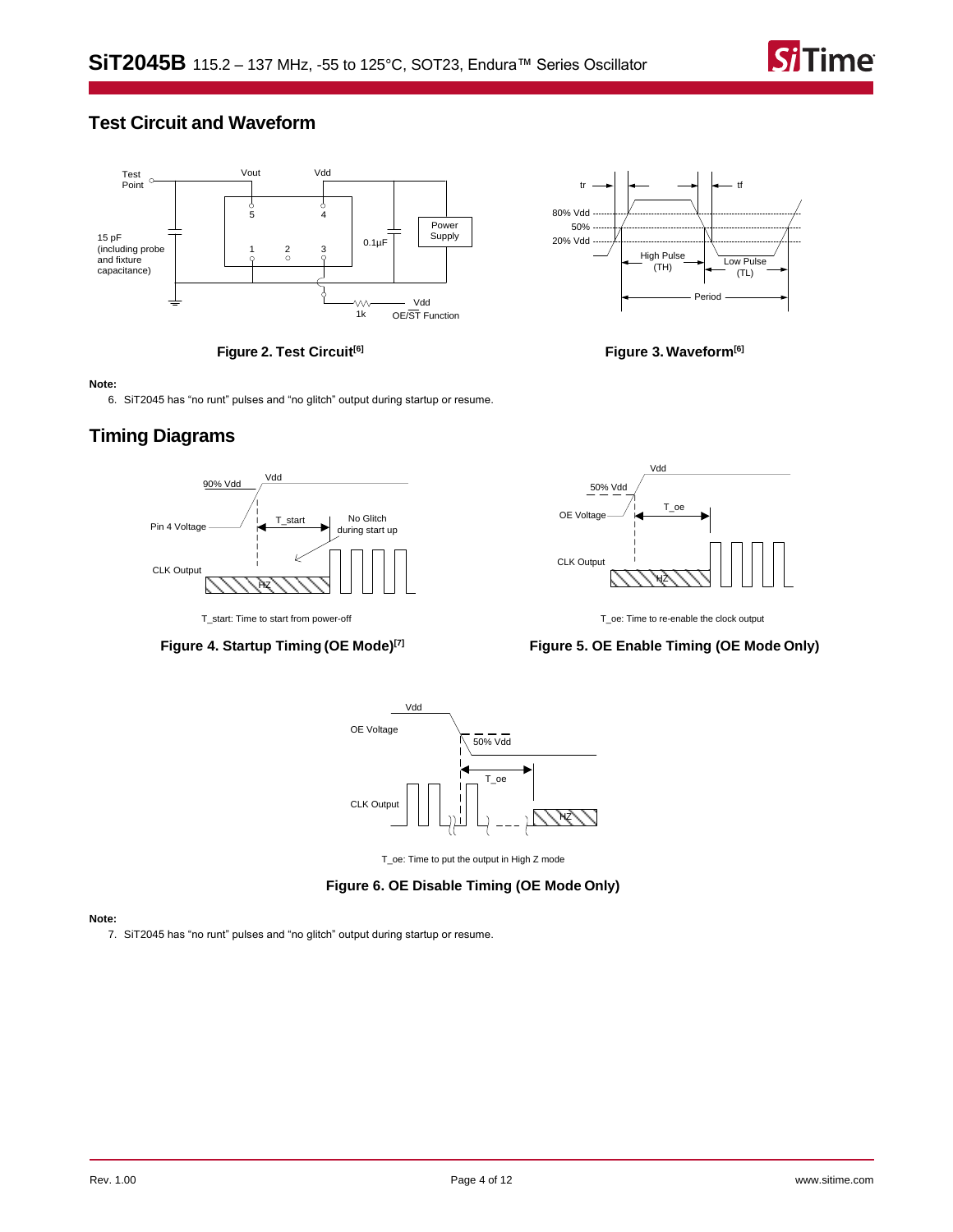## Test Circuit and Waveform

Figure 2. Test Circuit[6]

Figure 3. Waveform[6]

**Note:**

6. SiT2045 has "no runt" pulses and "no glitch" output during startup or resume.

## Timing Diagrams

T_start: Time to start from power-off

Figure 4. Startup Timing (OE Mode)[7]

T_oe: Time to re-enable the clock output

Figure 5. OE Enable Timing (OE Mode Only)

T_oe: Time to put the output in High Z mode

Figure 6. OE Disable Timing (OE Mode Only)

**Note:**

7. SiT2045 has "no runt" pulses and "no glitch" output during startup or resume.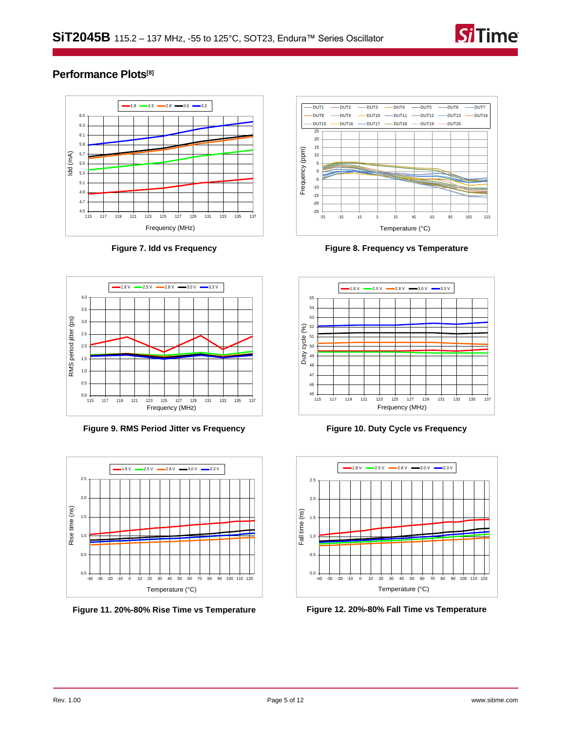## Performance Plots[8]

**Figure 7. Idd vs Frequency**

**Figure 8. Frequency vs Temperature**

**Figure 9. RMS Period Jitter vs Frequency**

**Figure 10. Duty Cycle vs Frequency**

**Figure 11. 20%-80% Rise Time vs Temperature**

**Figure 12. 20%-80% Fall Time vs Temperature**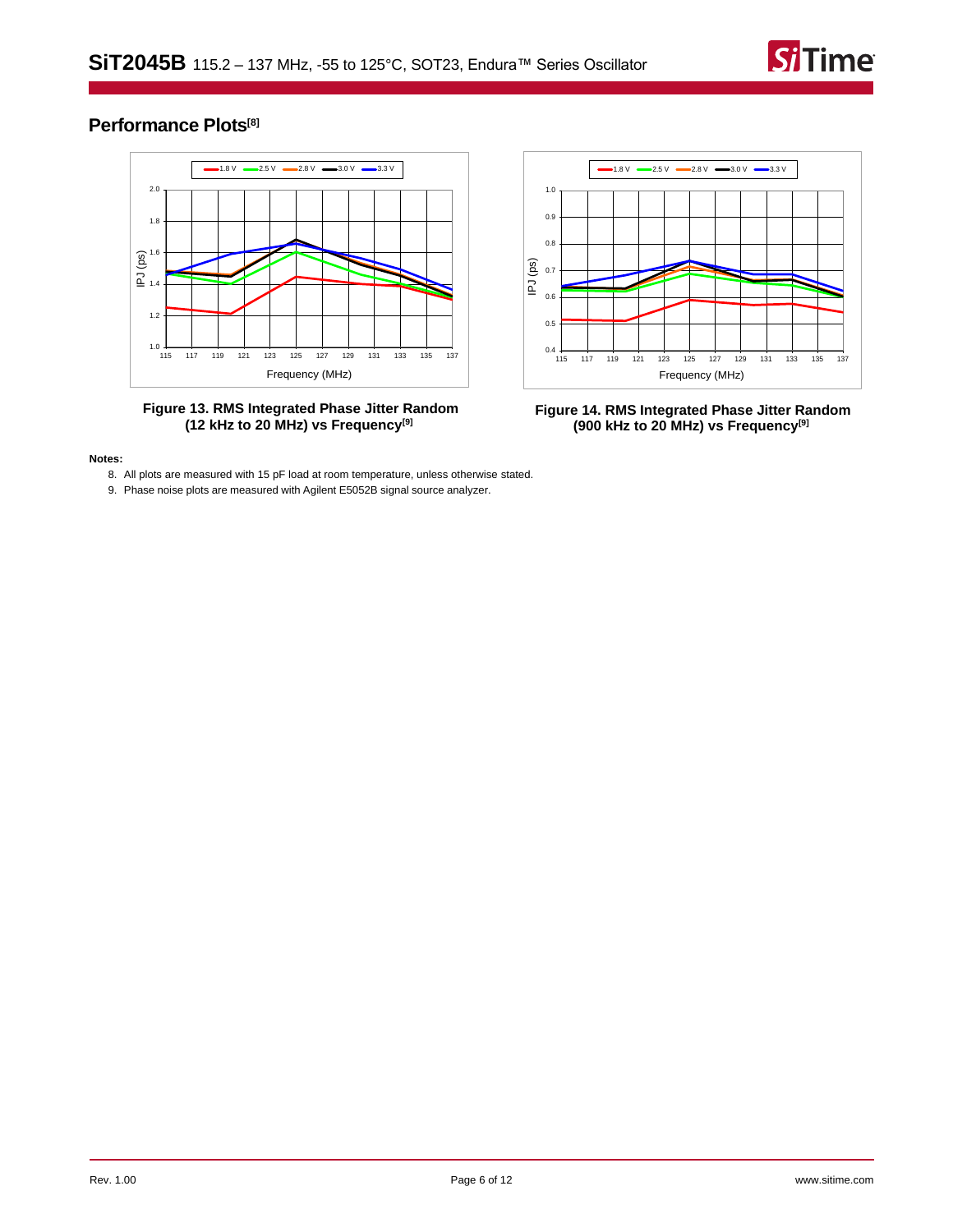## Performance Plots[8]

Figure 13. RMS Integrated Phase Jitter Random (12 kHz to 20 MHz) vs Frequency[9]

Figure 14. RMS Integrated Phase Jitter Random (900 kHz to 20 MHz) vs Frequency[9]

**Notes:**

8. All plots are measured with 15 pF load at room temperature, unless otherwise stated.
9. Phase noise plots are measured with Agilent E5052B signal source analyzer.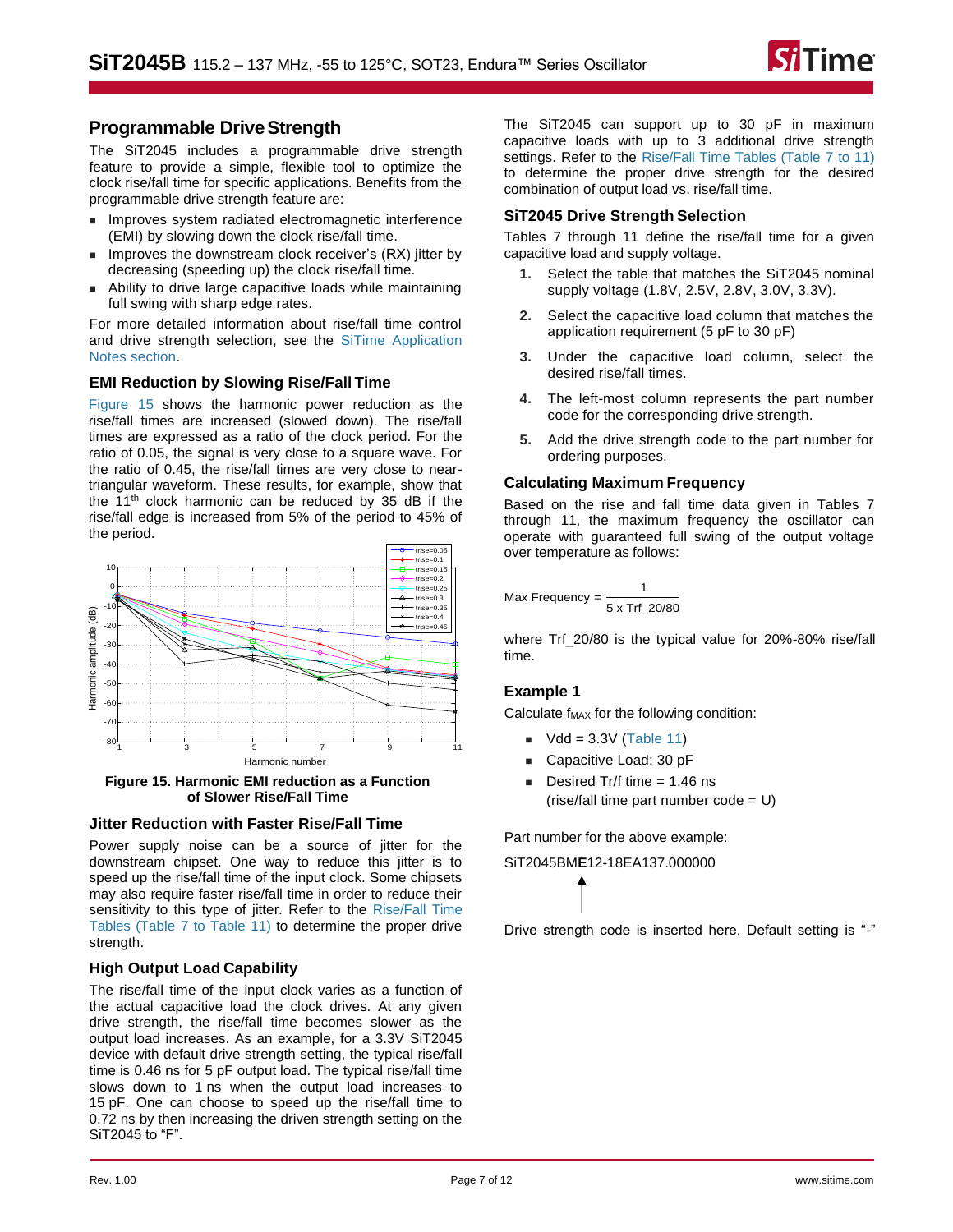## Programmable Drive Strength

The SiT2045 includes a programmable drive strength feature to provide a simple, flexible tool to optimize the clock rise/fall time for specific applications. Benefits from the programmable drive strength feature are:

- Improves system radiated electromagnetic interference (EMI) by slowing down the clock rise/fall time.
- Improves the downstream clock receiver's (RX) jitter by decreasing (speeding up) the clock rise/fall time.
- Ability to drive large capacitive loads while maintaining full swing with sharp edge rates.

For more detailed information about rise/fall time control and drive strength selection, see the SiTime Application Notes section.

### EMI Reduction by Slowing Rise/Fall Time

Figure 15 shows the harmonic power reduction as the rise/fall times are increased (slowed down). The rise/fall times are expressed as a ratio of the clock period. For the ratio of 0.05, the signal is very close to a square wave. For the ratio of 0.45, the rise/fall times are very close to near-triangular waveform. These results, for example, show that the 11th clock harmonic can be reduced by 35 dB if the rise/fall edge is increased from 5% of the period to 45% of the period.

**Figure 15. Harmonic EMI reduction as a Function of Slower Rise/Fall Time**

### Jitter Reduction with Faster Rise/Fall Time

Power supply noise can be a source of jitter for the downstream chipset. One way to reduce this jitter is to speed up the rise/fall time of the input clock. Some chipsets may also require faster rise/fall time in order to reduce their sensitivity to this type of jitter. Refer to the Rise/Fall Time Tables (Table 7 to Table 11) to determine the proper drive strength.

### High Output Load Capability

The rise/fall time of the input clock varies as a function of the actual capacitive load the clock drives. At any given drive strength, the rise/fall time becomes slower as the output load increases. As an example, for a 3.3V SiT2045 device with default drive strength setting, the typical rise/fall time is 0.46 ns for 5 pF output load. The typical rise/fall time slows down to 1 ns when the output load increases to 15 pF. One can choose to speed up the rise/fall time to 0.72 ns by then increasing the driven strength setting on the SiT2045 to "F".

The SiT2045 can support up to 30 pF in maximum capacitive loads with up to 3 additional drive strength settings. Refer to the Rise/Fall Time Tables (Table 7 to 11) to determine the proper drive strength for the desired combination of output load vs. rise/fall time.

### SiT2045 Drive Strength Selection

Tables 7 through 11 define the rise/fall time for a given capacitive load and supply voltage.

1. Select the table that matches the SiT2045 nominal supply voltage (1.8V, 2.5V, 2.8V, 3.0V, 3.3V).
2. Select the capacitive load column that matches the application requirement (5 pF to 30 pF)
3. Under the capacitive load column, select the desired rise/fall times.
4. The left-most column represents the part number code for the corresponding drive strength.
5. Add the drive strength code to the part number for ordering purposes.

### Calculating Maximum Frequency

Based on the rise and fall time data given in Tables 7 through 11, the maximum frequency the oscillator can operate with guaranteed full swing of the output voltage over temperature as follows:

$$\text{Max Frequency} = \frac{1}{5 \times \text{Trf\_20/80}}$$

where Trf_20/80 is the typical value for 20%-80% rise/fall time.

### Example 1

Calculate $f_{MAX}$ for the following condition:

- Vdd = 3.3V (Table 11)
- Capacitive Load: 30 pF
- Desired Tr/f time = 1.46 ns (rise/fall time part number code = U)

Part number for the above example:

SiT2045BM**E**12-18EA137.000000

Drive strength code is inserted here. Default setting is "-"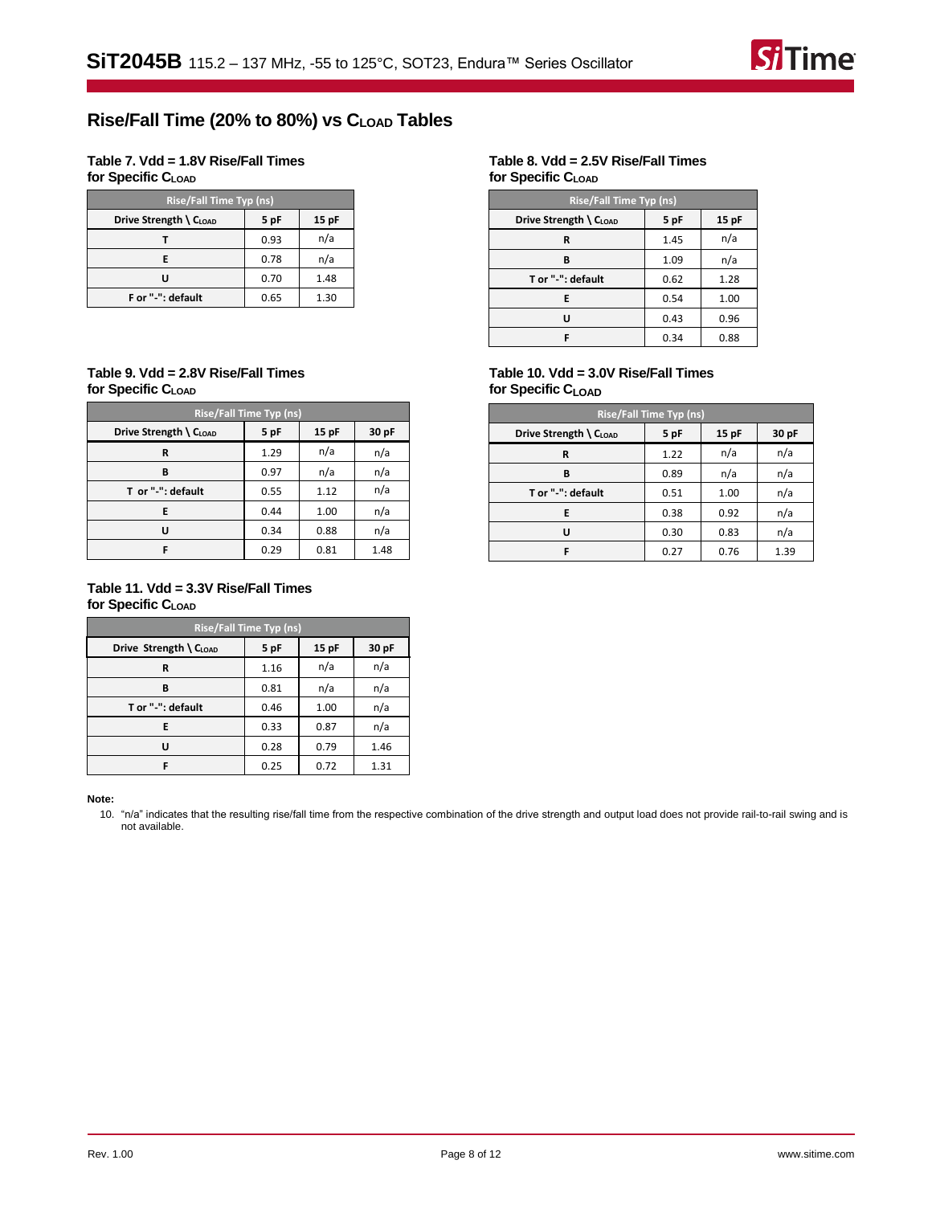## Rise/Fall Time (20% to 80%) vs $C_{LOAD}$ Tables

**Table 7. Vdd = 1.8V Rise/Fall Times for Specific $C_{LOAD}$**

| Rise/Fall Time Typ (ns) | | |
|---|---|---|
| Drive Strength \ $C_{LOAD}$ | 5 pF | 15 pF |
| T | 0.93 | n/a |
| E | 0.78 | n/a |
| U | 0.70 | 1.48 |
| F or "-": default | 0.65 | 1.30 |

**Table 8. Vdd = 2.5V Rise/Fall Times for Specific $C_{LOAD}$**

| Rise/Fall Time Typ (ns) | | |
|---|---|---|
| Drive Strength \ $C_{LOAD}$ | 5 pF | 15 pF |
| R | 1.45 | n/a |
| B | 1.09 | n/a |
| T or "-": default | 0.62 | 1.28 |
| E | 0.54 | 1.00 |
| U | 0.43 | 0.96 |
| F | 0.34 | 0.88 |

**Table 9. Vdd = 2.8V Rise/Fall Times for Specific $C_{LOAD}$**

| Rise/Fall Time Typ (ns) | | | |
|---|---|---|---|
| Drive Strength \ $C_{LOAD}$ | 5 pF | 15 pF | 30 pF |
| R | 1.29 | n/a | n/a |
| B | 0.97 | n/a | n/a |
| T or "-": default | 0.55 | 1.12 | n/a |
| E | 0.44 | 1.00 | n/a |
| U | 0.34 | 0.88 | n/a |
| F | 0.29 | 0.81 | 1.48 |

**Table 10. Vdd = 3.0V Rise/Fall Times for Specific $C_{LOAD}$**

| Rise/Fall Time Typ (ns) | | | |
|---|---|---|---|
| Drive Strength \ $C_{LOAD}$ | 5 pF | 15 pF | 30 pF |
| R | 1.22 | n/a | n/a |
| B | 0.89 | n/a | n/a |
| T or "-": default | 0.51 | 1.00 | n/a |
| E | 0.38 | 0.92 | n/a |
| U | 0.30 | 0.83 | n/a |
| F | 0.27 | 0.76 | 1.39 |

**Table 11. Vdd = 3.3V Rise/Fall Times for Specific $C_{LOAD}$**

| Rise/Fall Time Typ (ns) | | | |
|---|---|---|---|
| Drive Strength \ $C_{LOAD}$ | 5 pF | 15 pF | 30 pF |
| R | 1.16 | n/a | n/a |
| B | 0.81 | n/a | n/a |
| T or "-": default | 0.46 | 1.00 | n/a |
| E | 0.33 | 0.87 | n/a |
| U | 0.28 | 0.79 | 1.46 |
| F | 0.25 | 0.72 | 1.31 |

**Note:**

10. "n/a" indicates that the resulting rise/fall time from the respective combination of the drive strength and output load does not provide rail-to-rail swing and is not available.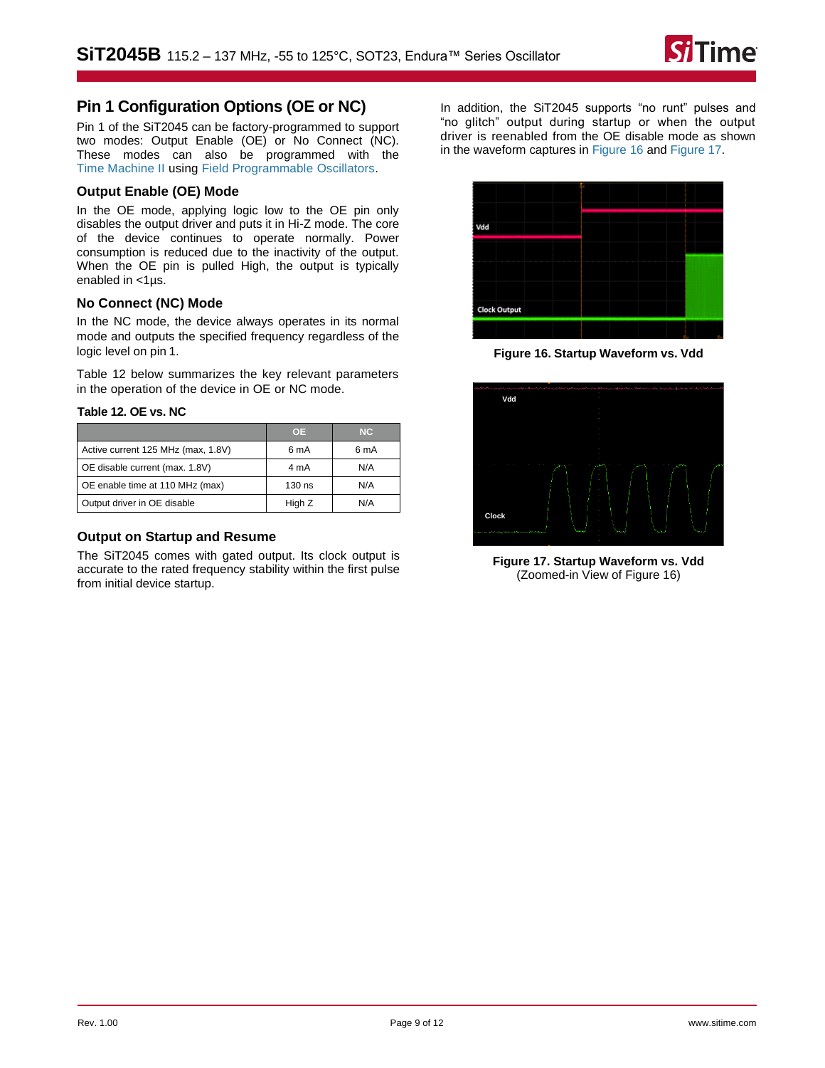## Pin 1 Configuration Options (OE or NC)

Pin 1 of the SiT2045 can be factory-programmed to support two modes: Output Enable (OE) or No Connect (NC). These modes can also be programmed with the Time Machine II using Field Programmable Oscillators.

### Output Enable (OE) Mode

In the OE mode, applying logic low to the OE pin only disables the output driver and puts it in Hi-Z mode. The core of the device continues to operate normally. Power consumption is reduced due to the inactivity of the output. When the OE pin is pulled High, the output is typically enabled in <1µs.

### No Connect (NC) Mode

In the NC mode, the device always operates in its normal mode and outputs the specified frequency regardless of the logic level on pin 1.

Table 12 below summarizes the key relevant parameters in the operation of the device in OE or NC mode.

**Table 12. OE vs. NC**

| | OE | NC |
|---|---|---|
| Active current 125 MHz (max, 1.8V) | 6 mA | 6 mA |
| OE disable current (max. 1.8V) | 4 mA | N/A |
| OE enable time at 110 MHz (max) | 130 ns | N/A |
| Output driver in OE disable | High Z | N/A |

### Output on Startup and Resume

The SiT2045 comes with gated output. Its clock output is accurate to the rated frequency stability within the first pulse from initial device startup.

In addition, the SiT2045 supports "no runt" pulses and "no glitch" output during startup or when the output driver is reenabled from the OE disable mode as shown in the waveform captures in Figure 16 and Figure 17.

**Figure 16. Startup Waveform vs. Vdd**

**Figure 17. Startup Waveform vs. Vdd**
(Zoomed-in View of Figure 16)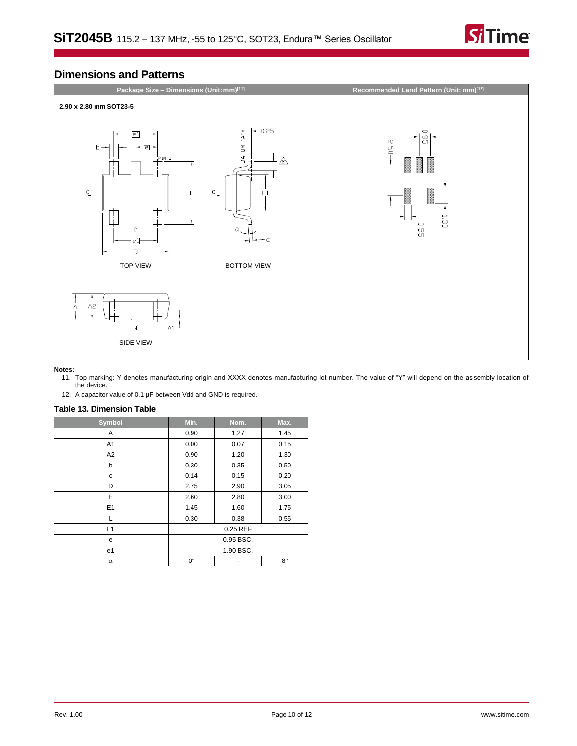## Dimensions and Patterns

| Package Size – Dimensions (Unit: mm)[11] | Recommended Land Pattern (Unit: mm)[12] |
|---|---|
| 2.90 x 2.80 mm SOT23-5 | |
| TOP VIEW / BOTTOM VIEW / SIDE VIEW | |

**Notes:**

11. Top marking: Y denotes manufacturing origin and XXXX denotes manufacturing lot number. The value of "Y" will depend on the assembly location of the device.
12. A capacitor value of 0.1 µF between Vdd and GND is required.

### Table 13. Dimension Table

| Symbol | Min. | Nom. | Max. |
|---|---|---|---|
| A | 0.90 | 1.27 | 1.45 |
| A1 | 0.00 | 0.07 | 0.15 |
| A2 | 0.90 | 1.20 | 1.30 |
| b | 0.30 | 0.35 | 0.50 |
| c | 0.14 | 0.15 | 0.20 |
| D | 2.75 | 2.90 | 3.05 |
| E | 2.60 | 2.80 | 3.00 |
| E1 | 1.45 | 1.60 | 1.75 |
| L | 0.30 | 0.38 | 0.55 |
| L1 | 0.25 REF | | |
| e | 0.95 BSC. | | |
| e1 | 1.90 BSC. | | |
| α | 0° | – | 8° |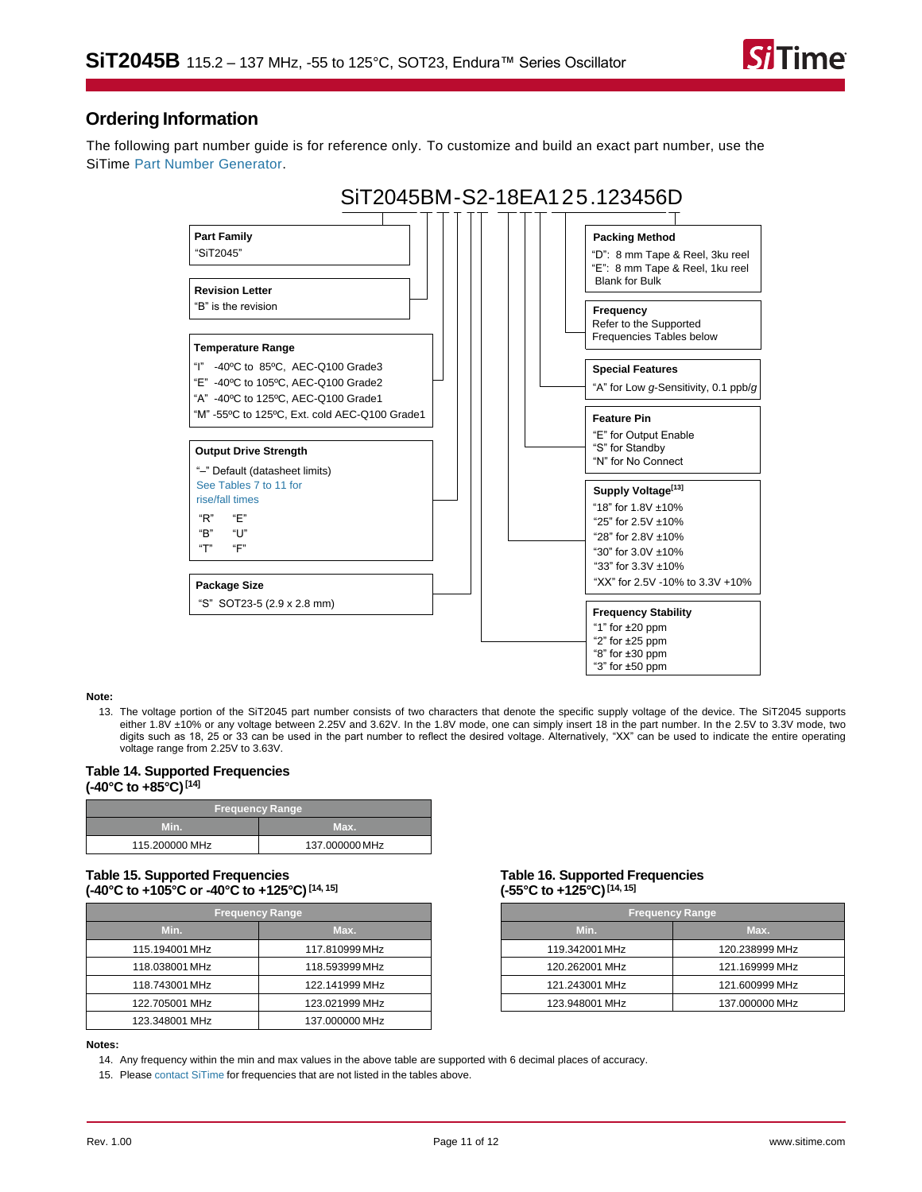## Ordering Information

The following part number guide is for reference only. To customize and build an exact part number, use the SiTime Part Number Generator.

**SiT2045BM-S2-18EA125.123456D**

**Part Family**
"SiT2045"

**Revision Letter**
"B" is the revision

**Temperature Range**
"I" -40ºC to 85ºC, AEC-Q100 Grade3
"E" -40ºC to 105ºC, AEC-Q100 Grade2
"A" -40ºC to 125ºC, AEC-Q100 Grade1
"M" -55ºC to 125ºC, Ext. cold AEC-Q100 Grade1

**Output Drive Strength**
"–" Default (datasheet limits)
See Tables 7 to 11 for rise/fall times
"R" "E"
"B" "U"
"T" "F"

**Package Size**
"S" SOT23-5 (2.9 x 2.8 mm)

**Packing Method**
"D": 8 mm Tape & Reel, 3ku reel
"E": 8 mm Tape & Reel, 1ku reel
Blank for Bulk

**Frequency**
Refer to the Supported Frequencies Tables below

**Special Features**
"A" for Low *g*-Sensitivity, 0.1 ppb/*g*

**Feature Pin**
"E" for Output Enable
"S" for Standby
"N" for No Connect

**Supply Voltage**[13]
"18" for 1.8V ±10%
"25" for 2.5V ±10%
"28" for 2.8V ±10%
"30" for 3.0V ±10%
"33" for 3.3V ±10%
"XX" for 2.5V -10% to 3.3V +10%

**Frequency Stability**
"1" for ±20 ppm
"2" for ±25 ppm
"8" for ±30 ppm
"3" for ±50 ppm

**Note:**

13. The voltage portion of the SiT2045 part number consists of two characters that denote the specific supply voltage of the device. The SiT2045 supports either 1.8V ±10% or any voltage between 2.25V and 3.62V. In the 1.8V mode, one can simply insert 18 in the part number. In the 2.5V to 3.3V mode, two digits such as 18, 25 or 33 can be used in the part number to reflect the desired voltage. Alternatively, "XX" can be used to indicate the entire operating voltage range from 2.25V to 3.63V.

### Table 14. Supported Frequencies (-40°C to +85°C)[14]

| Frequency Range | |
|---|---|
| Min. | Max. |
| 115.200000 MHz | 137.000000 MHz |

### Table 15. Supported Frequencies (-40°C to +105°C or -40°C to +125°C)[14, 15]

| Frequency Range | |
|---|---|
| Min. | Max. |
| 115.194001 MHz | 117.810999 MHz |
| 118.038001 MHz | 118.593999 MHz |
| 118.743001 MHz | 122.141999 MHz |
| 122.705001 MHz | 123.021999 MHz |
| 123.348001 MHz | 137.000000 MHz |

### Table 16. Supported Frequencies (-55°C to +125°C)[14, 15]

| Frequency Range | |
|---|---|
| Min. | Max. |
| 119.342001 MHz | 120.238999 MHz |
| 120.262001 MHz | 121.169999 MHz |
| 121.243001 MHz | 121.600999 MHz |
| 123.948001 MHz | 137.000000 MHz |

**Notes:**

14. Any frequency within the min and max values in the above table are supported with 6 decimal places of accuracy.
15. Please contact SiTime for frequencies that are not listed in the tables above.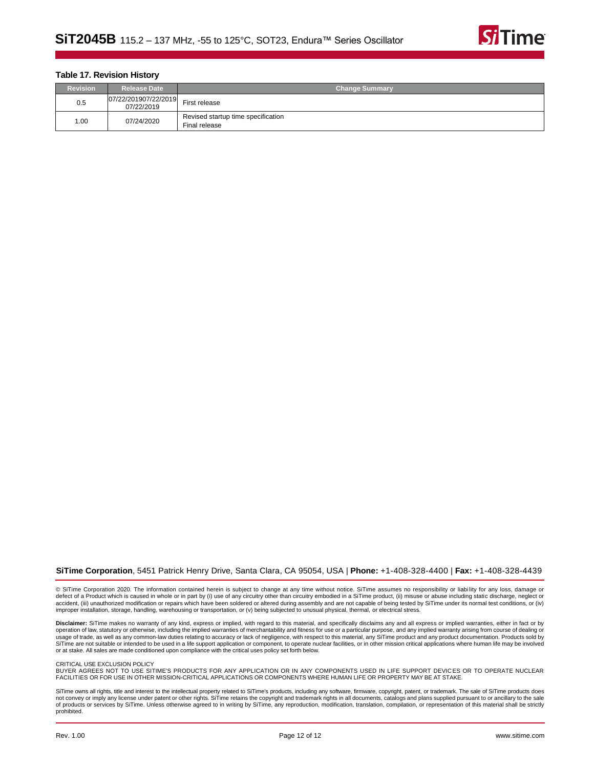**Table 17. Revision History**

| Revision | Release Date | Change Summary |
| --- | --- | --- |
| 0.5 | 07/22/201907/22/2019 07/22/2019 | First release |
| 1.00 | 07/24/2020 | Revised startup time specification<br>Final release |

**SiTime Corporation**, 5451 Patrick Henry Drive, Santa Clara, CA 95054, USA | **Phone:** +1-408-328-4400 | **Fax:** +1-408-328-4439

© SiTime Corporation 2020. The information contained herein is subject to change at any time without notice. SiTime assumes no responsibility or liability for any loss, damage or defect of a Product which is caused in whole or in part by (i) use of any circuitry other than circuitry embodied in a SiTime product, (ii) misuse or abuse including static discharge, neglect or accident, (iii) unauthorized modification or repairs which have been soldered or altered during assembly and are not capable of being tested by SiTime under its normal test conditions, or (iv) improper installation, storage, handling, warehousing or transportation, or (v) being subjected to unusual physical, thermal, or electrical stress.

**Disclaimer:** SiTime makes no warranty of any kind, express or implied, with regard to this material, and specifically disclaims any and all express or implied warranties, either in fact or by operation of law, statutory or otherwise, including the implied warranties of merchantability and fitness for use or a particular purpose, and any implied warranty arising from course of dealing or usage of trade, as well as any common-law duties relating to accuracy or lack of negligence, with respect to this material, any SiTime product and any product documentation. Products sold by SiTime are not suitable or intended to be used in a life support application or component, to operate nuclear facilities, or in other mission critical applications where human life may be involved or at stake. All sales are made conditioned upon compliance with the critical uses policy set forth below.

CRITICAL USE EXCLUSION POLICY
BUYER AGREES NOT TO USE SITIME'S PRODUCTS FOR ANY APPLICATION OR IN ANY COMPONENTS USED IN LIFE SUPPORT DEVICES OR TO OPERATE NUCLEAR FACILITIES OR FOR USE IN OTHER MISSION-CRITICAL APPLICATIONS OR COMPONENTS WHERE HUMAN LIFE OR PROPERTY MAY BE AT STAKE.

SiTime owns all rights, title and interest to the intellectual property related to SiTime's products, including any software, firmware, copyright, patent, or trademark. The sale of SiTime products does not convey or imply any license under patent or other rights. SiTime retains the copyright and trademark rights in all documents, catalogs and plans supplied pursuant to or ancillary to the sale of products or services by SiTime. Unless otherwise agreed to in writing by SiTime, any reproduction, modification, translation, compilation, or representation of this material shall be strictly prohibited.